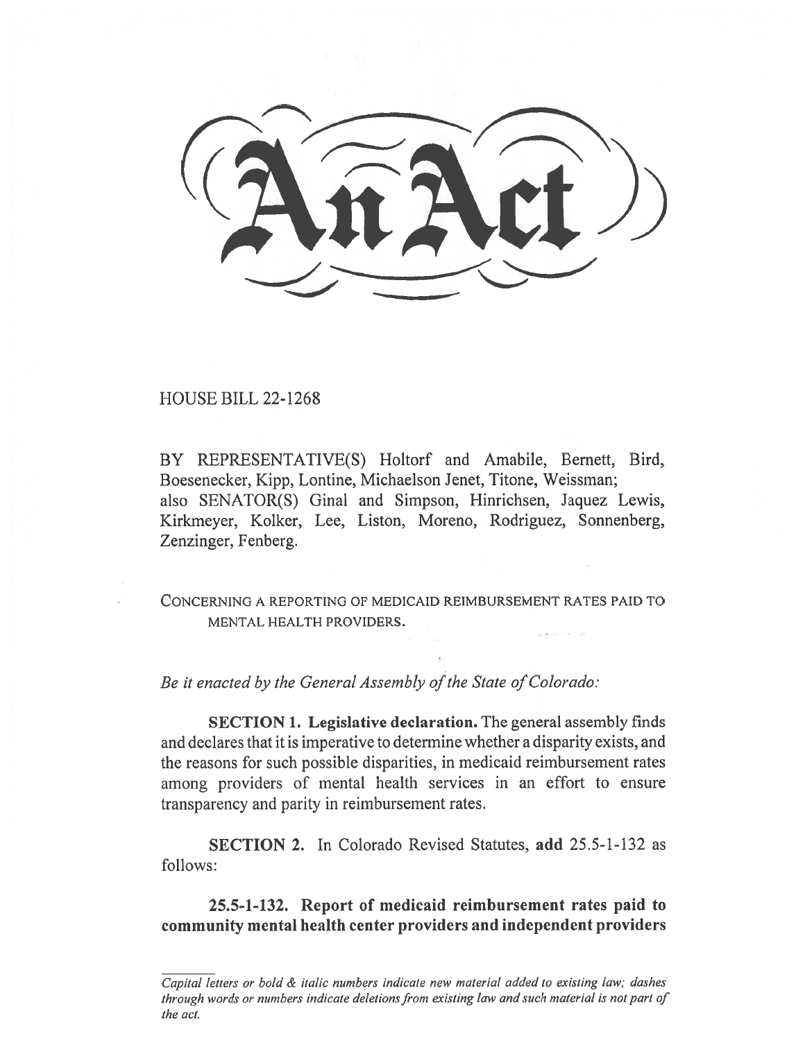# An Act

HOUSE BILL 22-1268

BY REPRESENTATIVE(S) Holtorf and Amabile, Bernett, Bird, Boesenecker, Kipp, Lontine, Michaelson Jenet, Titone, Weissman; also SENATOR(S) Ginal and Simpson, Hinrichsen, Jaquez Lewis, Kirkmeyer, Kolker, Lee, Liston, Moreno, Rodriguez, Sonnenberg, Zenzinger, Fenberg.

CONCERNING A REPORTING OF MEDICAID REIMBURSEMENT RATES PAID TO MENTAL HEALTH PROVIDERS.

*Be it enacted by the General Assembly of the State of Colorado:*

**SECTION 1. Legislative declaration.** The general assembly finds and declares that it is imperative to determine whether a disparity exists, and the reasons for such possible disparities, in medicaid reimbursement rates among providers of mental health services in an effort to ensure transparency and parity in reimbursement rates.

**SECTION 2.** In Colorado Revised Statutes, **add** 25.5-1-132 as follows:

**25.5-1-132. Report of medicaid reimbursement rates paid to community mental health center providers and independent providers**

*Capital letters or bold & italic numbers indicate new material added to existing law; dashes through words or numbers indicate deletions from existing law and such material is not part of the act.*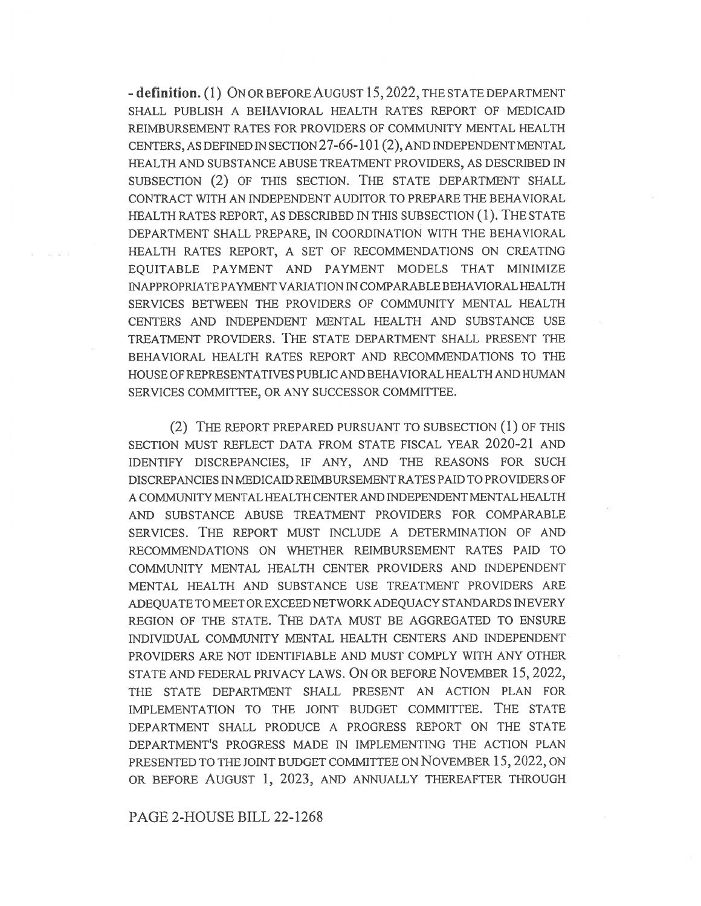**- definition.** (1) ON OR BEFORE AUGUST 15, 2022, THE STATE DEPARTMENT SHALL PUBLISH A BEHAVIORAL HEALTH RATES REPORT OF MEDICAID REIMBURSEMENT RATES FOR PROVIDERS OF COMMUNITY MENTAL HEALTH CENTERS, AS DEFINED IN SECTION 27-66-101 (2), AND INDEPENDENT MENTAL HEALTH AND SUBSTANCE ABUSE TREATMENT PROVIDERS, AS DESCRIBED IN SUBSECTION (2) OF THIS SECTION. THE STATE DEPARTMENT SHALL CONTRACT WITH AN INDEPENDENT AUDITOR TO PREPARE THE BEHAVIORAL HEALTH RATES REPORT, AS DESCRIBED IN THIS SUBSECTION (1). THE STATE DEPARTMENT SHALL PREPARE, IN COORDINATION WITH THE BEHAVIORAL HEALTH RATES REPORT, A SET OF RECOMMENDATIONS ON CREATING EQUITABLE PAYMENT AND PAYMENT MODELS THAT MINIMIZE INAPPROPRIATE PAYMENT VARIATION IN COMPARABLE BEHAVIORAL HEALTH SERVICES BETWEEN THE PROVIDERS OF COMMUNITY MENTAL HEALTH CENTERS AND INDEPENDENT MENTAL HEALTH AND SUBSTANCE USE TREATMENT PROVIDERS. THE STATE DEPARTMENT SHALL PRESENT THE BEHAVIORAL HEALTH RATES REPORT AND RECOMMENDATIONS TO THE HOUSE OF REPRESENTATIVES PUBLIC AND BEHAVIORAL HEALTH AND HUMAN SERVICES COMMITTEE, OR ANY SUCCESSOR COMMITTEE.

(2) THE REPORT PREPARED PURSUANT TO SUBSECTION (1) OF THIS SECTION MUST REFLECT DATA FROM STATE FISCAL YEAR 2020-21 AND IDENTIFY DISCREPANCIES, IF ANY, AND THE REASONS FOR SUCH DISCREPANCIES IN MEDICAID REIMBURSEMENT RATES PAID TO PROVIDERS OF A COMMUNITY MENTAL HEALTH CENTER AND INDEPENDENT MENTAL HEALTH AND SUBSTANCE ABUSE TREATMENT PROVIDERS FOR COMPARABLE SERVICES. THE REPORT MUST INCLUDE A DETERMINATION OF AND RECOMMENDATIONS ON WHETHER REIMBURSEMENT RATES PAID TO COMMUNITY MENTAL HEALTH CENTER PROVIDERS AND INDEPENDENT MENTAL HEALTH AND SUBSTANCE USE TREATMENT PROVIDERS ARE ADEQUATE TO MEET OR EXCEED NETWORK ADEQUACY STANDARDS IN EVERY REGION OF THE STATE. THE DATA MUST BE AGGREGATED TO ENSURE INDIVIDUAL COMMUNITY MENTAL HEALTH CENTERS AND INDEPENDENT PROVIDERS ARE NOT IDENTIFIABLE AND MUST COMPLY WITH ANY OTHER STATE AND FEDERAL PRIVACY LAWS. ON OR BEFORE NOVEMBER 15, 2022, THE STATE DEPARTMENT SHALL PRESENT AN ACTION PLAN FOR IMPLEMENTATION TO THE JOINT BUDGET COMMITTEE. THE STATE DEPARTMENT SHALL PRODUCE A PROGRESS REPORT ON THE STATE DEPARTMENT'S PROGRESS MADE IN IMPLEMENTING THE ACTION PLAN PRESENTED TO THE JOINT BUDGET COMMITTEE ON NOVEMBER 15, 2022, ON OR BEFORE AUGUST 1, 2023, AND ANNUALLY THEREAFTER THROUGH

PAGE 2-HOUSE BILL 22-1268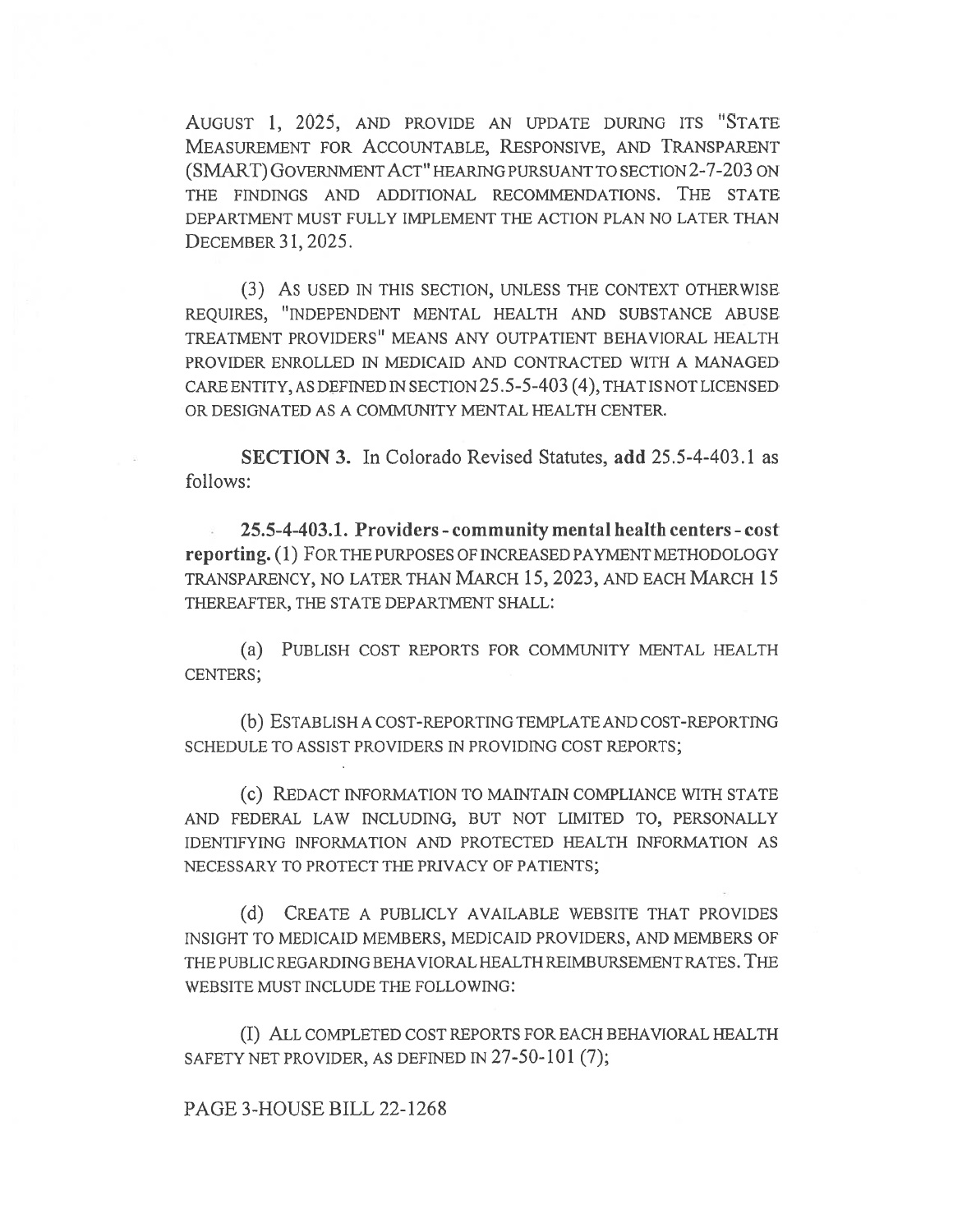AUGUST 1, 2025, AND PROVIDE AN UPDATE DURING ITS "STATE MEASUREMENT FOR ACCOUNTABLE, RESPONSIVE, AND TRANSPARENT (SMART) GOVERNMENT ACT" HEARING PURSUANT TO SECTION 2-7-203 ON THE FINDINGS AND ADDITIONAL RECOMMENDATIONS. THE STATE DEPARTMENT MUST FULLY IMPLEMENT THE ACTION PLAN NO LATER THAN DECEMBER 31, 2025.

(3) AS USED IN THIS SECTION, UNLESS THE CONTEXT OTHERWISE REQUIRES, "INDEPENDENT MENTAL HEALTH AND SUBSTANCE ABUSE TREATMENT PROVIDERS" MEANS ANY OUTPATIENT BEHAVIORAL HEALTH PROVIDER ENROLLED IN MEDICAID AND CONTRACTED WITH A MANAGED CARE ENTITY, AS DEFINED IN SECTION 25.5-5-403 (4), THAT IS NOT LICENSED OR DESIGNATED AS A COMMUNITY MENTAL HEALTH CENTER.

**SECTION 3.** In Colorado Revised Statutes, **add** 25.5-4-403.1 as follows:

**25.5-4-403.1. Providers - community mental health centers - cost reporting.** (1) FOR THE PURPOSES OF INCREASED PAYMENT METHODOLOGY TRANSPARENCY, NO LATER THAN MARCH 15, 2023, AND EACH MARCH 15 THEREAFTER, THE STATE DEPARTMENT SHALL:

(a) PUBLISH COST REPORTS FOR COMMUNITY MENTAL HEALTH CENTERS;

(b) ESTABLISH A COST-REPORTING TEMPLATE AND COST-REPORTING SCHEDULE TO ASSIST PROVIDERS IN PROVIDING COST REPORTS;

(c) REDACT INFORMATION TO MAINTAIN COMPLIANCE WITH STATE AND FEDERAL LAW INCLUDING, BUT NOT LIMITED TO, PERSONALLY IDENTIFYING INFORMATION AND PROTECTED HEALTH INFORMATION AS NECESSARY TO PROTECT THE PRIVACY OF PATIENTS;

(d) CREATE A PUBLICLY AVAILABLE WEBSITE THAT PROVIDES INSIGHT TO MEDICAID MEMBERS, MEDICAID PROVIDERS, AND MEMBERS OF THE PUBLIC REGARDING BEHAVIORAL HEALTH REIMBURSEMENT RATES. THE WEBSITE MUST INCLUDE THE FOLLOWING:

(I) ALL COMPLETED COST REPORTS FOR EACH BEHAVIORAL HEALTH SAFETY NET PROVIDER, AS DEFINED IN 27-50-101 (7);

PAGE 3-HOUSE BILL 22-1268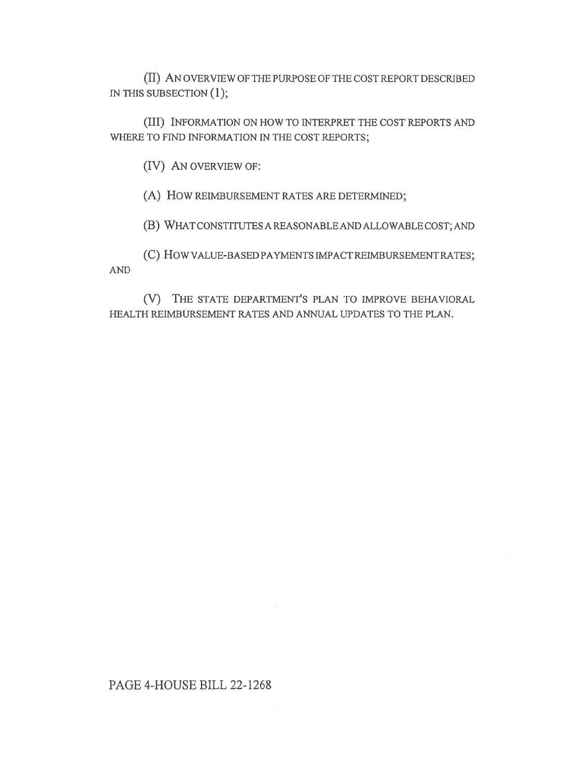(II) AN OVERVIEW OF THE PURPOSE OF THE COST REPORT DESCRIBED IN THIS SUBSECTION (1);

(III) INFORMATION ON HOW TO INTERPRET THE COST REPORTS AND WHERE TO FIND INFORMATION IN THE COST REPORTS;

(IV) AN OVERVIEW OF:

(A) HOW REIMBURSEMENT RATES ARE DETERMINED;

(B) WHAT CONSTITUTES A REASONABLE AND ALLOWABLE COST; AND

(C) HOW VALUE-BASED PAYMENTS IMPACT REIMBURSEMENT RATES; AND

(V) THE STATE DEPARTMENT'S PLAN TO IMPROVE BEHAVIORAL HEALTH REIMBURSEMENT RATES AND ANNUAL UPDATES TO THE PLAN.

PAGE 4-HOUSE BILL 22-1268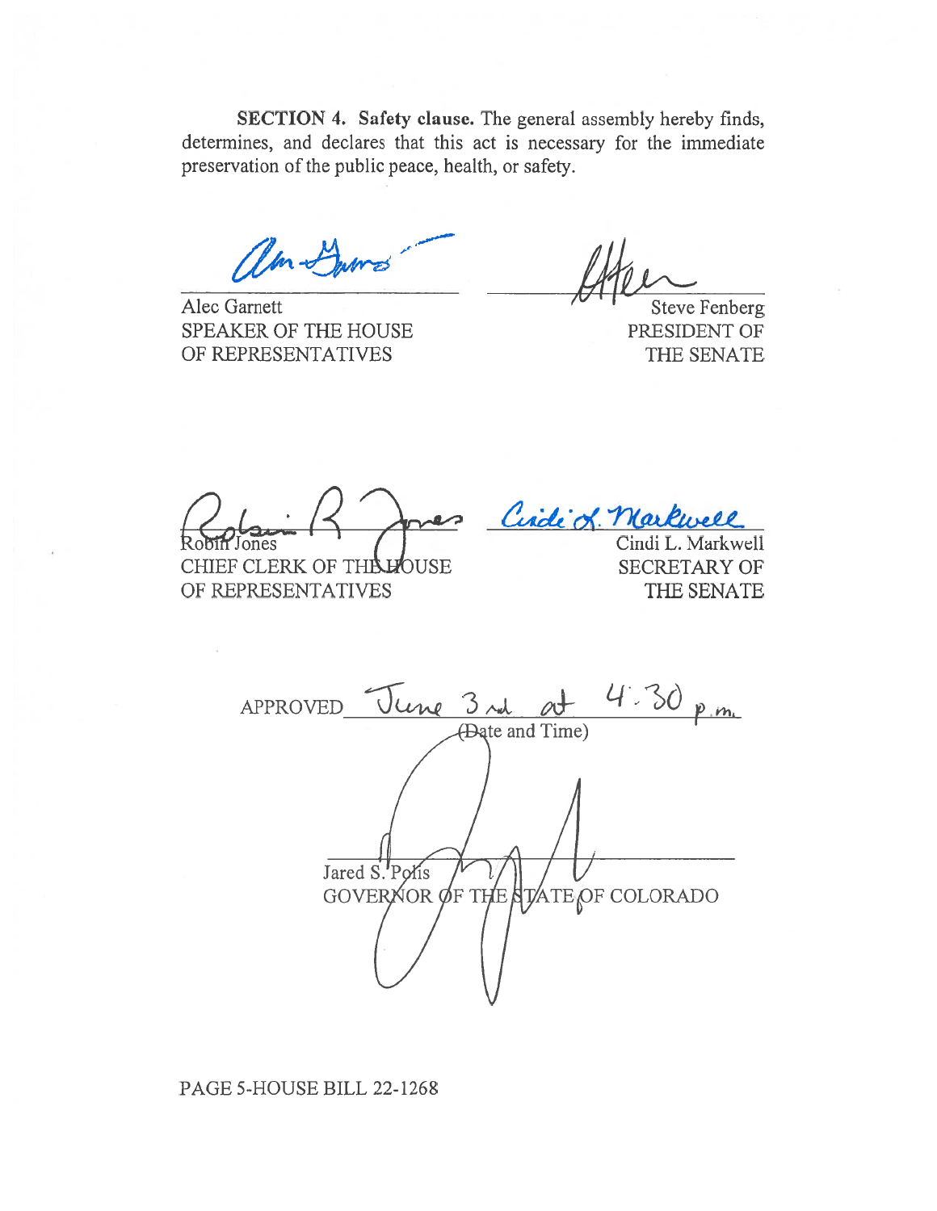**SECTION 4. Safety clause.** The general assembly hereby finds, determines, and declares that this act is necessary for the immediate preservation of the public peace, health, or safety.

Alec Garnett
SPEAKER OF THE HOUSE
OF REPRESENTATIVES

Steve Fenberg
PRESIDENT OF
THE SENATE

Robin Jones
CHIEF CLERK OF THE HOUSE
OF REPRESENTATIVES

Cindi L. Markwell
SECRETARY OF
THE SENATE

APPROVED June 3rd at 4:30 p.m.
(Date and Time)

Jared S. Polis
GOVERNOR OF THE STATE OF COLORADO

PAGE 5-HOUSE BILL 22-1268